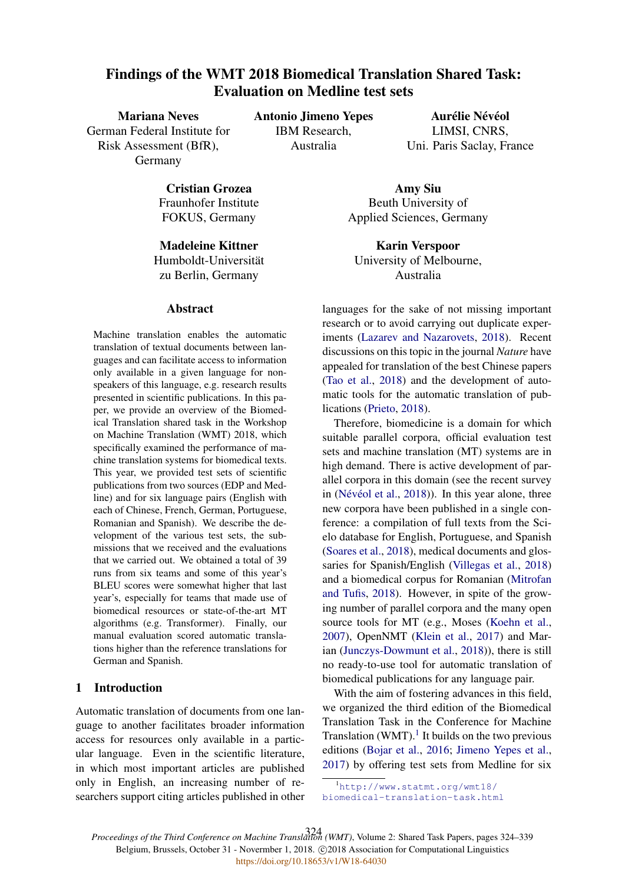# Findings of the WMT 2018 Biomedical Translation Shared Task: Evaluation on Medline test sets

**Mariana Neves**
German Federal Institute for Risk Assessment (BfR), Germany

**Antonio Jimeno Yepes**
IBM Research, Australia

**Aurélie Névéol**
LIMSI, CNRS, Uni. Paris Saclay, France

**Cristian Grozea**
Fraunhofer Institute FOKUS, Germany

**Amy Siu**
Beuth University of Applied Sciences, Germany

**Madeleine Kittner**
Humboldt-Universität zu Berlin, Germany

**Karin Verspoor**
University of Melbourne, Australia

## Abstract

Machine translation enables the automatic translation of textual documents between languages and can facilitate access to information only available in a given language for non-speakers of this language, e.g. research results presented in scientific publications. In this paper, we provide an overview of the Biomedical Translation shared task in the Workshop on Machine Translation (WMT) 2018, which specifically examined the performance of machine translation systems for biomedical texts. This year, we provided test sets of scientific publications from two sources (EDP and Medline) and for six language pairs (English with each of Chinese, French, German, Portuguese, Romanian and Spanish). We describe the development of the various test sets, the submissions that we received and the evaluations that we carried out. We obtained a total of 39 runs from six teams and some of this year's BLEU scores were somewhat higher that last year's, especially for teams that made use of biomedical resources or state-of-the-art MT algorithms (e.g. Transformer). Finally, our manual evaluation scored automatic translations higher than the reference translations for German and Spanish.

## 1 Introduction

Automatic translation of documents from one language to another facilitates broader information access for resources only available in a particular language. Even in the scientific literature, in which most important articles are published only in English, an increasing number of researchers support citing articles published in other languages for the sake of not missing important research or to avoid carrying out duplicate experiments (Lazarev and Nazarovets, 2018). Recent discussions on this topic in the journal *Nature* have appealed for translation of the best Chinese papers (Tao et al., 2018) and the development of automatic tools for the automatic translation of publications (Prieto, 2018).

Therefore, biomedicine is a domain for which suitable parallel corpora, official evaluation test sets and machine translation (MT) systems are in high demand. There is active development of parallel corpora in this domain (see the recent survey in (Névéol et al., 2018)). In this year alone, three new corpora have been published in a single conference: a compilation of full texts from the Scielo database for English, Portuguese, and Spanish (Soares et al., 2018), medical documents and glossaries for Spanish/English (Villegas et al., 2018) and a biomedical corpus for Romanian (Mitrofan and Tufis, 2018). However, in spite of the growing number of parallel corpora and the many open source tools for MT (e.g., Moses (Koehn et al., 2007), OpenNMT (Klein et al., 2017) and Marian (Junczys-Dowmunt et al., 2018)), there is still no ready-to-use tool for automatic translation of biomedical publications for any language pair.

With the aim of fostering advances in this field, we organized the third edition of the Biomedical Translation Task in the Conference for Machine Translation (WMT).[1] It builds on the two previous editions (Bojar et al., 2016; Jimeno Yepes et al., 2017) by offering test sets from Medline for six

[1] http://www.statmt.org/wmt18/biomedical-translation-task.html

*Proceedings of the Third Conference on Machine Translation (WMT)*, Volume 2: Shared Task Papers, pages 324–339
Belgium, Brussels, October 31 - Novermber 1, 2018. ©2018 Association for Computational Linguistics
https://doi.org/10.18653/v1/W18-64030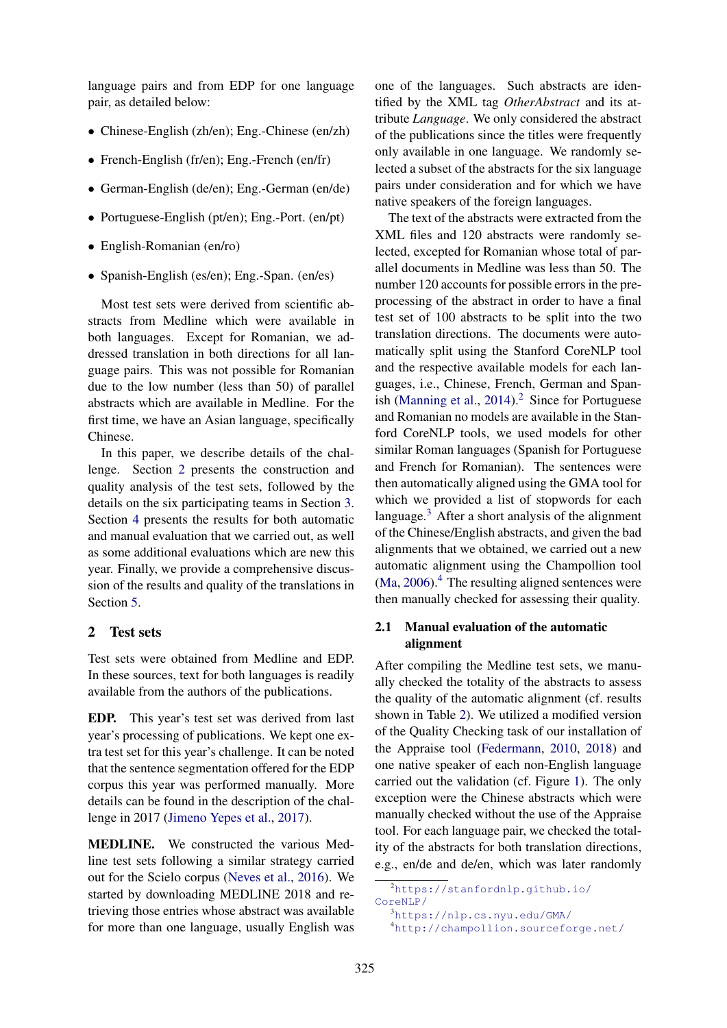language pairs and from EDP for one language pair, as detailed below:

- Chinese-English (zh/en); Eng.-Chinese (en/zh)
- French-English (fr/en); Eng.-French (en/fr)
- German-English (de/en); Eng.-German (en/de)
- Portuguese-English (pt/en); Eng.-Port. (en/pt)
- English-Romanian (en/ro)
- Spanish-English (es/en); Eng.-Span. (en/es)

Most test sets were derived from scientific abstracts from Medline which were available in both languages. Except for Romanian, we addressed translation in both directions for all language pairs. This was not possible for Romanian due to the low number (less than 50) of parallel abstracts which are available in Medline. For the first time, we have an Asian language, specifically Chinese.

In this paper, we describe details of the challenge. Section 2 presents the construction and quality analysis of the test sets, followed by the details on the six participating teams in Section 3. Section 4 presents the results for both automatic and manual evaluation that we carried out, as well as some additional evaluations which are new this year. Finally, we provide a comprehensive discussion of the results and quality of the translations in Section 5.

## 2 Test sets

Test sets were obtained from Medline and EDP. In these sources, text for both languages is readily available from the authors of the publications.

**EDP.** This year's test set was derived from last year's processing of publications. We kept one extra test set for this year's challenge. It can be noted that the sentence segmentation offered for the EDP corpus this year was performed manually. More details can be found in the description of the challenge in 2017 (Jimeno Yepes et al., 2017).

**MEDLINE.** We constructed the various Medline test sets following a similar strategy carried out for the Scielo corpus (Neves et al., 2016). We started by downloading MEDLINE 2018 and retrieving those entries whose abstract was available for more than one language, usually English was one of the languages. Such abstracts are identified by the XML tag *OtherAbstract* and its attribute *Language*. We only considered the abstract of the publications since the titles were frequently only available in one language. We randomly selected a subset of the abstracts for the six language pairs under consideration and for which we have native speakers of the foreign languages.

The text of the abstracts were extracted from the XML files and 120 abstracts were randomly selected, excepted for Romanian whose total of parallel documents in Medline was less than 50. The number 120 accounts for possible errors in the preprocessing of the abstract in order to have a final test set of 100 abstracts to be split into the two translation directions. The documents were automatically split using the Stanford CoreNLP tool and the respective available models for each languages, i.e., Chinese, French, German and Spanish (Manning et al., 2014).[2] Since for Portuguese and Romanian no models are available in the Stanford CoreNLP tools, we used models for other similar Roman languages (Spanish for Portuguese and French for Romanian). The sentences were then automatically aligned using the GMA tool for which we provided a list of stopwords for each language.[3] After a short analysis of the alignment of the Chinese/English abstracts, and given the bad alignments that we obtained, we carried out a new automatic alignment using the Champollion tool (Ma, 2006).[4] The resulting aligned sentences were then manually checked for assessing their quality.

### 2.1 Manual evaluation of the automatic alignment

After compiling the Medline test sets, we manually checked the totality of the abstracts to assess the quality of the automatic alignment (cf. results shown in Table 2). We utilized a modified version of the Quality Checking task of our installation of the Appraise tool (Federmann, 2010, 2018) and one native speaker of each non-English language carried out the validation (cf. Figure 1). The only exception were the Chinese abstracts which were manually checked without the use of the Appraise tool. For each language pair, we checked the totality of the abstracts for both translation directions, e.g., en/de and de/en, which was later randomly

[2] https://stanfordnlp.github.io/CoreNLP/

[3] https://nlp.cs.nyu.edu/GMA/

[4] http://champollion.sourceforge.net/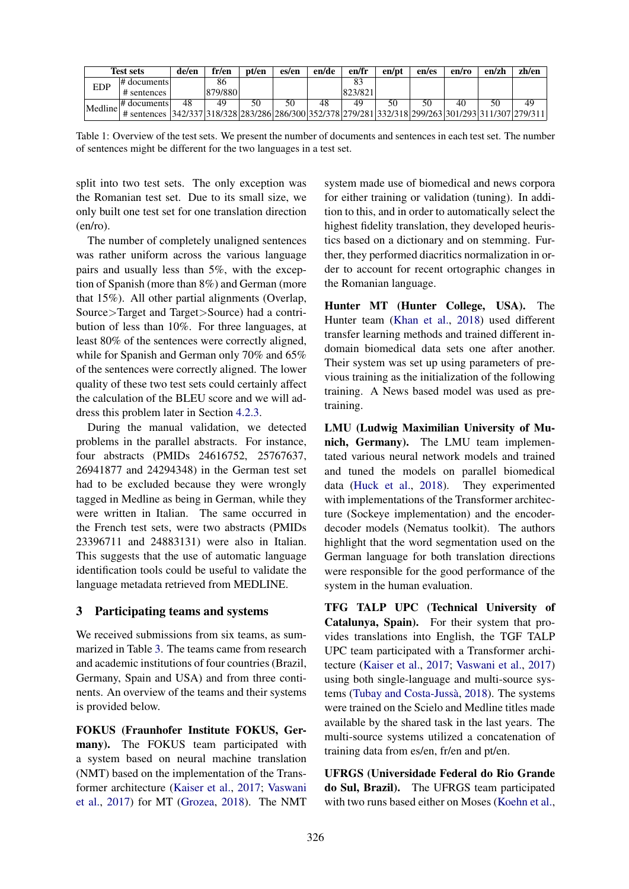| Test sets | | de/en | fr/en | pt/en | es/en | en/de | en/fr | en/pt | en/es | en/ro | en/zh | zh/en |
|---|---|---|---|---|---|---|---|---|---|---|---|---|
| EDP | # documents | | 86 | | | | 83 | | | | | |
| | # sentences | | 879/880 | | | | 823/821 | | | | | |
| Medline | # documents | 48 | 49 | 50 | 50 | 48 | 49 | 50 | 50 | 40 | 50 | 49 |
| | # sentences | 342/337 | 318/328 | 283/286 | 286/300 | 352/378 | 279/281 | 332/318 | 299/263 | 301/293 | 311/307 | 279/311 |

Table 1: Overview of the test sets. We present the number of documents and sentences in each test set. The number of sentences might be different for the two languages in a test set.

split into two test sets. The only exception was the Romanian test set. Due to its small size, we only built one test set for one translation direction (en/ro).

The number of completely unaligned sentences was rather uniform across the various language pairs and usually less than 5%, with the exception of Spanish (more than 8%) and German (more that 15%). All other partial alignments (Overlap, Source>Target and Target>Source) had a contribution of less than 10%. For three languages, at least 80% of the sentences were correctly aligned, while for Spanish and German only 70% and 65% of the sentences were correctly aligned. The lower quality of these two test sets could certainly affect the calculation of the BLEU score and we will address this problem later in Section 4.2.3.

During the manual validation, we detected problems in the parallel abstracts. For instance, four abstracts (PMIDs 24616752, 25767637, 26941877 and 24294348) in the German test set had to be excluded because they were wrongly tagged in Medline as being in German, while they were written in Italian. The same occurred in the French test sets, were two abstracts (PMIDs 23396711 and 24883131) were also in Italian. This suggests that the use of automatic language identification tools could be useful to validate the language metadata retrieved from MEDLINE.

## 3 Participating teams and systems

We received submissions from six teams, as summarized in Table 3. The teams came from research and academic institutions of four countries (Brazil, Germany, Spain and USA) and from three continents. An overview of the teams and their systems is provided below.

**FOKUS (Fraunhofer Institute FOKUS, Germany).** The FOKUS team participated with a system based on neural machine translation (NMT) based on the implementation of the Transformer architecture (Kaiser et al., 2017; Vaswani et al., 2017) for MT (Grozea, 2018). The NMT system made use of biomedical and news corpora for either training or validation (tuning). In addition to this, and in order to automatically select the highest fidelity translation, they developed heuristics based on a dictionary and on stemming. Further, they performed diacritics normalization in order to account for recent ortographic changes in the Romanian language.

**Hunter MT (Hunter College, USA).** The Hunter team (Khan et al., 2018) used different transfer learning methods and trained different in-domain biomedical data sets one after another. Their system was set up using parameters of previous training as the initialization of the following training. A News based model was used as pre-training.

**LMU (Ludwig Maximilian University of Munich, Germany).** The LMU team implementated various neural network models and trained and tuned the models on parallel biomedical data (Huck et al., 2018). They experimented with implementations of the Transformer architecture (Sockeye implementation) and the encoder-decoder models (Nematus toolkit). The authors highlight that the word segmentation used on the German language for both translation directions were responsible for the good performance of the system in the human evaluation.

**TFG TALP UPC (Technical University of Catalunya, Spain).** For their system that provides translations into English, the TGF TALP UPC team participated with a Transformer architecture (Kaiser et al., 2017; Vaswani et al., 2017) using both single-language and multi-source systems (Tubay and Costa-Jussà, 2018). The systems were trained on the Scielo and Medline titles made available by the shared task in the last years. The multi-source systems utilized a concatenation of training data from es/en, fr/en and pt/en.

**UFRGS (Universidade Federal do Rio Grande do Sul, Brazil).** The UFRGS team participated with two runs based either on Moses (Koehn et al.,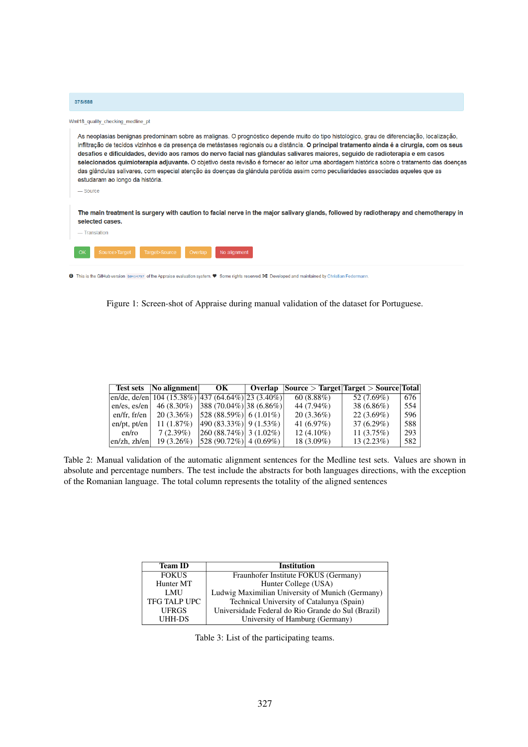375/588

Wmt18_quality_checking_medline_pt

> As neoplasias benignas predominam sobre as malignas. O prognóstico depende muito do tipo histológico, grau de diferenciação, localização, infiltração de tecidos vizinhos e da presença de metástases regionais ou a distância. **O principal tratamento ainda é a cirurgia, com os seus desafios e dificuldades, devido aos ramos do nervo facial nas glândulas salivares maiores, seguido de radioterapia e em casos selecionados quimioterapia adjuvante.** O objetivo desta revisão é fornecer ao leitor uma abordagem histórica sobre o tratamento das doenças das glândulas salivares, com especial atenção às doenças da glândula parótida assim como peculiaridades associadas aqueles que as estudaram ao longo da história.
>
> — Source

> **The main treatment is surgery with caution to facial nerve in the major salivary glands, followed by radiotherapy and chemotherapy in selected cases.**
>
> — Translation

OK | Source>Target | Target>Source | Overlap | No alignment

This is the GitHub version b0434797 of the Appraise evaluation system. Some rights reserved. Developed and maintained by Christian Federmann.

Figure 1: Screen-shot of Appraise during manual validation of the dataset for Portuguese.

| Test sets | No alignment | OK | Overlap | Source > Target | Target > Source | Total |
|---|---|---|---|---|---|---|
| en/de, de/en | 104 (15.38%) | 437 (64.64%) | 23 (3.40%) | 60 (8.88%) | 52 (7.69%) | 676 |
| en/es, es/en | 46 (8.30%) | 388 (70.04%) | 38 (6.86%) | 44 (7.94%) | 38 (6.86%) | 554 |
| en/fr, fr/en | 20 (3.36%) | 528 (88.59%) | 6 (1.01%) | 20 (3.36%) | 22 (3.69%) | 596 |
| en/pt, pt/en | 11 (1.87%) | 490 (83.33%) | 9 (1.53%) | 41 (6.97%) | 37 (6.29%) | 588 |
| en/ro | 7 (2.39%) | 260 (88.74%) | 3 (1.02%) | 12 (4.10%) | 11 (3.75%) | 293 |
| en/zh, zh/en | 19 (3.26%) | 528 (90.72%) | 4 (0.69%) | 18 (3.09%) | 13 (2.23%) | 582 |

Table 2: Manual validation of the automatic alignment sentences for the Medline test sets. Values are shown in absolute and percentage numbers. The test include the abstracts for both languages directions, with the exception of the Romanian language. The total column represents the totality of the aligned sentences

| Team ID | Institution |
|---|---|
| FOKUS | Fraunhofer Institute FOKUS (Germany) |
| Hunter MT | Hunter College (USA) |
| LMU | Ludwig Maximilian University of Munich (Germany) |
| TFG TALP UPC | Technical University of Catalunya (Spain) |
| UFRGS | Universidade Federal do Rio Grande do Sul (Brazil) |
| UHH-DS | University of Hamburg (Germany) |

Table 3: List of the participating teams.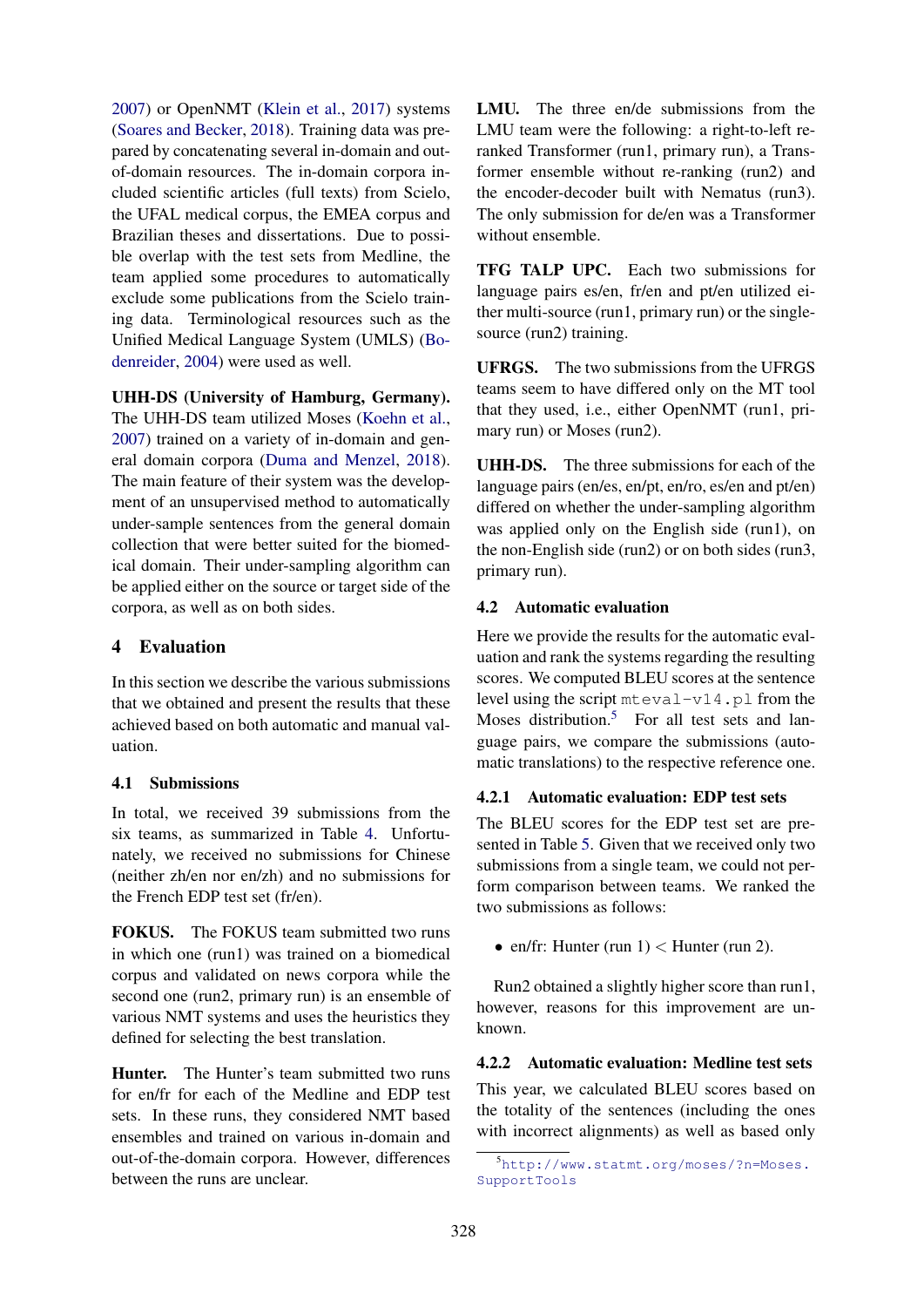2007) or OpenNMT (Klein et al., 2017) systems (Soares and Becker, 2018). Training data was prepared by concatenating several in-domain and out-of-domain resources. The in-domain corpora included scientific articles (full texts) from Scielo, the UFAL medical corpus, the EMEA corpus and Brazilian theses and dissertations. Due to possible overlap with the test sets from Medline, the team applied some procedures to automatically exclude some publications from the Scielo training data. Terminological resources such as the Unified Medical Language System (UMLS) (Bodenreider, 2004) were used as well.

**UHH-DS (University of Hamburg, Germany).** The UHH-DS team utilized Moses (Koehn et al., 2007) trained on a variety of in-domain and general domain corpora (Duma and Menzel, 2018). The main feature of their system was the development of an unsupervised method to automatically under-sample sentences from the general domain collection that were better suited for the biomedical domain. Their under-sampling algorithm can be applied either on the source or target side of the corpora, as well as on both sides.

# 4 Evaluation

In this section we describe the various submissions that we obtained and present the results that these achieved based on both automatic and manual valuation.

## 4.1 Submissions

In total, we received 39 submissions from the six teams, as summarized in Table 4. Unfortunately, we received no submissions for Chinese (neither zh/en nor en/zh) and no submissions for the French EDP test set (fr/en).

**FOKUS.** The FOKUS team submitted two runs in which one (run1) was trained on a biomedical corpus and validated on news corpora while the second one (run2, primary run) is an ensemble of various NMT systems and uses the heuristics they defined for selecting the best translation.

**Hunter.** The Hunter's team submitted two runs for en/fr for each of the Medline and EDP test sets. In these runs, they considered NMT based ensembles and trained on various in-domain and out-of-the-domain corpora. However, differences between the runs are unclear.

**LMU.** The three en/de submissions from the LMU team were the following: a right-to-left re-ranked Transformer (run1, primary run), a Transformer ensemble without re-ranking (run2) and the encoder-decoder built with Nematus (run3). The only submission for de/en was a Transformer without ensemble.

**TFG TALP UPC.** Each two submissions for language pairs es/en, fr/en and pt/en utilized either multi-source (run1, primary run) or the single-source (run2) training.

**UFRGS.** The two submissions from the UFRGS teams seem to have differed only on the MT tool that they used, i.e., either OpenNMT (run1, primary run) or Moses (run2).

**UHH-DS.** The three submissions for each of the language pairs (en/es, en/pt, en/ro, es/en and pt/en) differed on whether the under-sampling algorithm was applied only on the English side (run1), on the non-English side (run2) or on both sides (run3, primary run).

## 4.2 Automatic evaluation

Here we provide the results for the automatic evaluation and rank the systems regarding the resulting scores. We computed BLEU scores at the sentence level using the script `mteval-v14.pl` from the Moses distribution.[5] For all test sets and language pairs, we compare the submissions (automatic translations) to the respective reference one.

### 4.2.1 Automatic evaluation: EDP test sets

The BLEU scores for the EDP test set are presented in Table 5. Given that we received only two submissions from a single team, we could not perform comparison between teams. We ranked the two submissions as follows:

- en/fr: Hunter (run 1) < Hunter (run 2).

Run2 obtained a slightly higher score than run1, however, reasons for this improvement are unknown.

### 4.2.2 Automatic evaluation: Medline test sets

This year, we calculated BLEU scores based on the totality of the sentences (including the ones with incorrect alignments) as well as based only

[5] http://www.statmt.org/moses/?n=Moses.SupportTools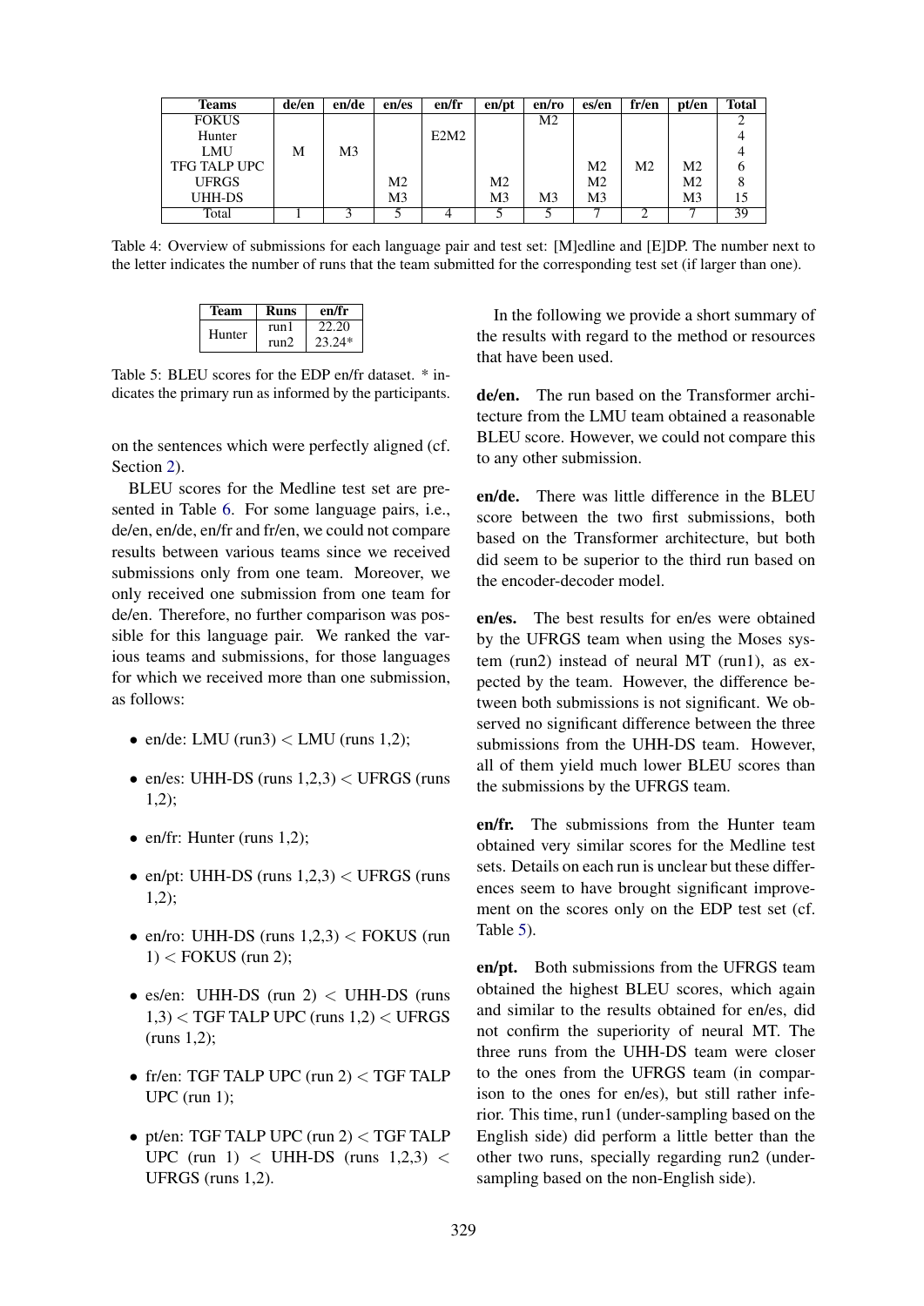| Teams | de/en | en/de | en/es | en/fr | en/pt | en/ro | es/en | fr/en | pt/en | Total |
|---|---|---|---|---|---|---|---|---|---|---|
| FOKUS | | | | | | M2 | | | | 2 |
| Hunter | | | | E2M2 | | | | | | 4 |
| LMU | M | M3 | | | | | | | | 4 |
| TFG TALP UPC | | | | | | | M2 | M2 | M2 | 6 |
| UFRGS | | | M2 | | M2 | | M2 | | M2 | 8 |
| UHH-DS | | | M3 | | M3 | M3 | M3 | | M3 | 15 |
| Total | 1 | 3 | 5 | 4 | 5 | 5 | 7 | 2 | 7 | 39 |

Table 4: Overview of submissions for each language pair and test set: [M]edline and [E]DP. The number next to the letter indicates the number of runs that the team submitted for the corresponding test set (if larger than one).

| Team | Runs | en/fr |
|---|---|---|
| Hunter | run1 | 22.20 |
| | run2 | 23.24* |

Table 5: BLEU scores for the EDP en/fr dataset. * indicates the primary run as informed by the participants.

on the sentences which were perfectly aligned (cf. Section 2).

BLEU scores for the Medline test set are presented in Table 6. For some language pairs, i.e., de/en, en/de, en/fr and fr/en, we could not compare results between various teams since we received submissions only from one team. Moreover, we only received one submission from one team for de/en. Therefore, no further comparison was possible for this language pair. We ranked the various teams and submissions, for those languages for which we received more than one submission, as follows:

- en/de: LMU (run3) < LMU (runs 1,2);
- en/es: UHH-DS (runs 1,2,3) < UFRGS (runs 1,2);
- en/fr: Hunter (runs 1,2);
- en/pt: UHH-DS (runs 1,2,3) < UFRGS (runs 1,2);
- en/ro: UHH-DS (runs 1,2,3) < FOKUS (run 1) < FOKUS (run 2);
- es/en: UHH-DS (run 2) < UHH-DS (runs 1,3) < TGF TALP UPC (runs 1,2) < UFRGS (runs 1,2);
- fr/en: TGF TALP UPC (run 2) < TGF TALP UPC (run 1);
- pt/en: TGF TALP UPC (run 2) < TGF TALP UPC (run 1) < UHH-DS (runs 1,2,3) < UFRGS (runs 1,2).

In the following we provide a short summary of the results with regard to the method or resources that have been used.

**de/en.** The run based on the Transformer architecture from the LMU team obtained a reasonable BLEU score. However, we could not compare this to any other submission.

**en/de.** There was little difference in the BLEU score between the two first submissions, both based on the Transformer architecture, but both did seem to be superior to the third run based on the encoder-decoder model.

**en/es.** The best results for en/es were obtained by the UFRGS team when using the Moses system (run2) instead of neural MT (run1), as expected by the team. However, the difference between both submissions is not significant. We observed no significant difference between the three submissions from the UHH-DS team. However, all of them yield much lower BLEU scores than the submissions by the UFRGS team.

**en/fr.** The submissions from the Hunter team obtained very similar scores for the Medline test sets. Details on each run is unclear but these differences seem to have brought significant improvement on the scores only on the EDP test set (cf. Table 5).

**en/pt.** Both submissions from the UFRGS team obtained the highest BLEU scores, which again and similar to the results obtained for en/es, did not confirm the superiority of neural MT. The three runs from the UHH-DS team were closer to the ones from the UFRGS team (in comparison to the ones for en/es), but still rather inferior. This time, run1 (under-sampling based on the English side) did perform a little better than the other two runs, specially regarding run2 (under-sampling based on the non-English side).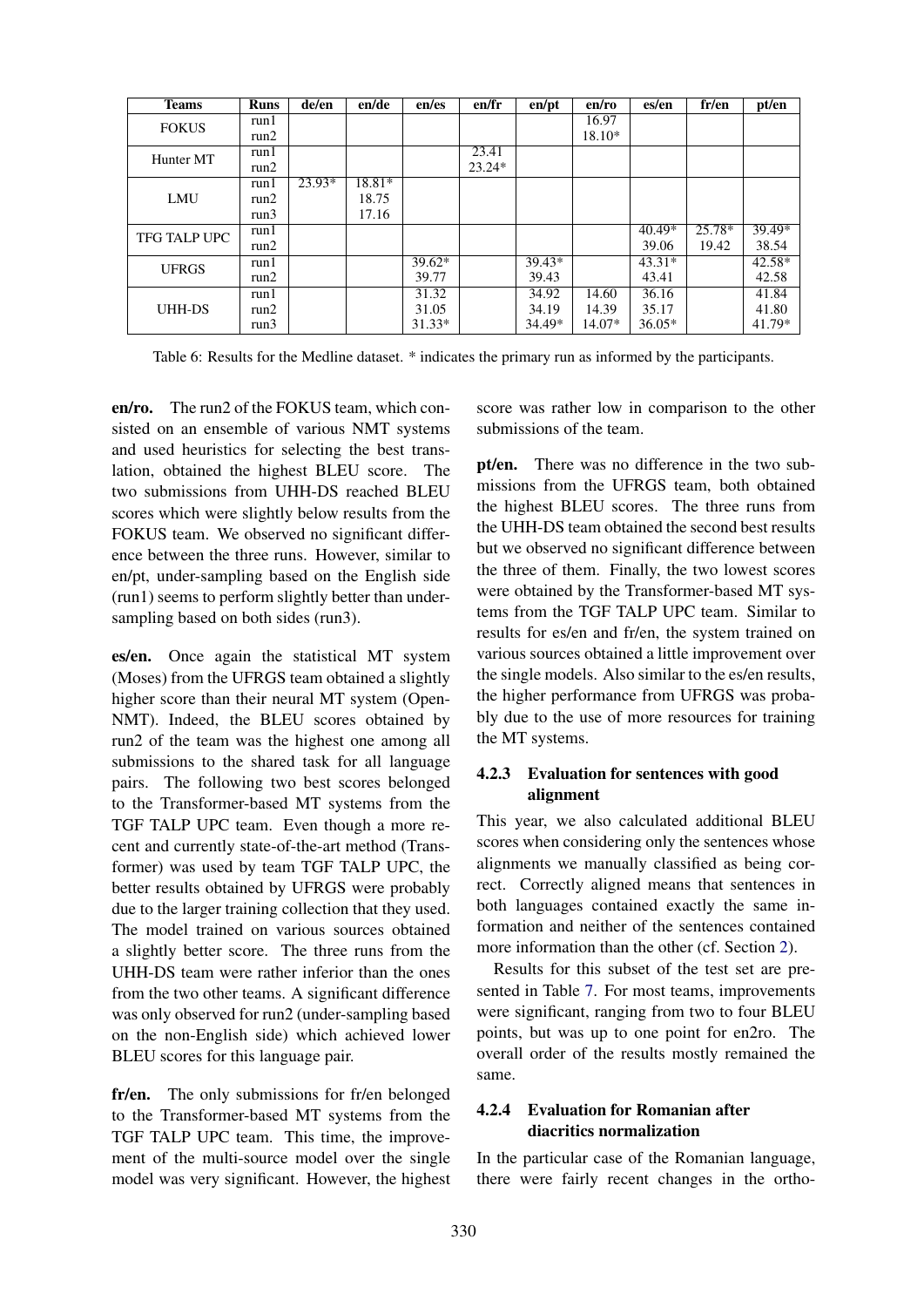| Teams | Runs | de/en | en/de | en/es | en/fr | en/pt | en/ro | es/en | fr/en | pt/en |
|---|---|---|---|---|---|---|---|---|---|---|
| FOKUS | run1 | | | | | | 16.97 | | | |
| | run2 | | | | | | 18.10* | | | |
| Hunter MT | run1 | | | | 23.41 | | | | | |
| | run2 | | | | 23.24* | | | | | |
| LMU | run1 | 23.93* | 18.81* | | | | | | | |
| | run2 | | 18.75 | | | | | | | |
| | run3 | | 17.16 | | | | | | | |
| TFG TALP UPC | run1 | | | | | | | 40.49* | 25.78* | 39.49* |
| | run2 | | | | | | | 39.06 | 19.42 | 38.54 |
| UFRGS | run1 | | | 39.62* | | 39.43* | | 43.31* | | 42.58* |
| | run2 | | | 39.77 | | 39.43 | | 43.41 | | 42.58 |
| UHH-DS | run1 | | | 31.32 | | 34.92 | 14.60 | 36.16 | | 41.84 |
| | run2 | | | 31.05 | | 34.19 | 14.39 | 35.17 | | 41.80 |
| | run3 | | | 31.33* | | 34.49* | 14.07* | 36.05* | | 41.79* |

Table 6: Results for the Medline dataset. * indicates the primary run as informed by the participants.

**en/ro.** The run2 of the FOKUS team, which consisted on an ensemble of various NMT systems and used heuristics for selecting the best translation, obtained the highest BLEU score. The two submissions from UHH-DS reached BLEU scores which were slightly below results from the FOKUS team. We observed no significant difference between the three runs. However, similar to en/pt, under-sampling based on the English side (run1) seems to perform slightly better than under-sampling based on both sides (run3).

**es/en.** Once again the statistical MT system (Moses) from the UFRGS team obtained a slightly higher score than their neural MT system (OpenNMT). Indeed, the BLEU scores obtained by run2 of the team was the highest one among all submissions to the shared task for all language pairs. The following two best scores belonged to the Transformer-based MT systems from the TGF TALP UPC team. Even though a more recent and currently state-of-the-art method (Transformer) was used by team TGF TALP UPC, the better results obtained by UFRGS were probably due to the larger training collection that they used. The model trained on various sources obtained a slightly better score. The three runs from the UHH-DS team were rather inferior than the ones from the two other teams. A significant difference was only observed for run2 (under-sampling based on the non-English side) which achieved lower BLEU scores for this language pair.

**fr/en.** The only submissions for fr/en belonged to the Transformer-based MT systems from the TGF TALP UPC team. This time, the improvement of the multi-source model over the single model was very significant. However, the highest score was rather low in comparison to the other submissions of the team.

**pt/en.** There was no difference in the two submissions from the UFRGS team, both obtained the highest BLEU scores. The three runs from the UHH-DS team obtained the second best results but we observed no significant difference between the three of them. Finally, the two lowest scores were obtained by the Transformer-based MT systems from the TGF TALP UPC team. Similar to results for es/en and fr/en, the system trained on various sources obtained a little improvement over the single models. Also similar to the es/en results, the higher performance from UFRGS was probably due to the use of more resources for training the MT systems.

#### 4.2.3 Evaluation for sentences with good alignment

This year, we also calculated additional BLEU scores when considering only the sentences whose alignments we manually classified as being correct. Correctly aligned means that sentences in both languages contained exactly the same information and neither of the sentences contained more information than the other (cf. Section 2).

Results for this subset of the test set are presented in Table 7. For most teams, improvements were significant, ranging from two to four BLEU points, but was up to one point for en2ro. The overall order of the results mostly remained the same.

#### 4.2.4 Evaluation for Romanian after diacritics normalization

In the particular case of the Romanian language, there were fairly recent changes in the ortho-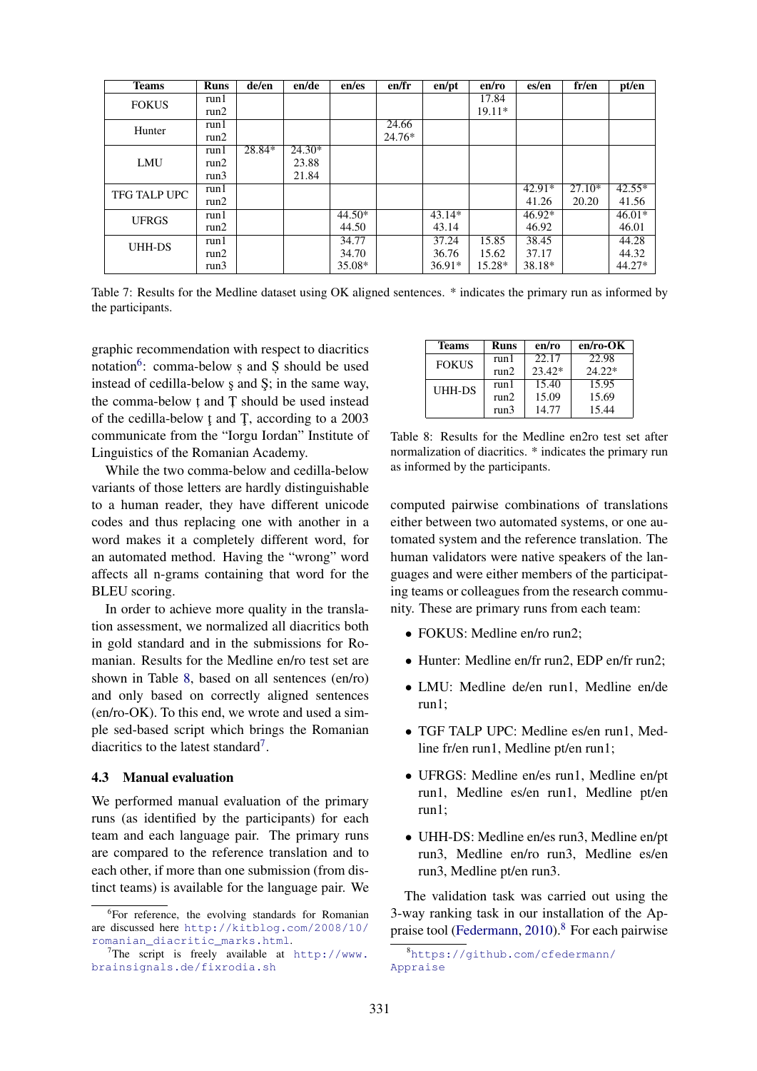| Teams | Runs | de/en | en/de | en/es | en/fr | en/pt | en/ro | es/en | fr/en | pt/en |
|---|---|---|---|---|---|---|---|---|---|---|
| FOKUS | run1 | | | | | | 17.84 | | | |
| | run2 | | | | | | 19.11* | | | |
| Hunter | run1 | | | | 24.66 | | | | | |
| | run2 | | | | 24.76* | | | | | |
| LMU | run1 | 28.84* | 24.30* | | | | | | | |
| | run2 | | 23.88 | | | | | | | |
| | run3 | | 21.84 | | | | | | | |
| TFG TALP UPC | run1 | | | | | | | 42.91* | 27.10* | 42.55* |
| | run2 | | | | | | | 41.26 | 20.20 | 41.56 |
| UFRGS | run1 | | | 44.50* | | 43.14* | | 46.92* | | 46.01* |
| | run2 | | | 44.50 | | 43.14 | | 46.92 | | 46.01 |
| UHH-DS | run1 | | | 34.77 | | 37.24 | 15.85 | 38.45 | | 44.28 |
| | run2 | | | 34.70 | | 36.76 | 15.62 | 37.17 | | 44.32 |
| | run3 | | | 35.08* | | 36.91* | 15.28* | 38.18* | | 44.27* |

Table 7: Results for the Medline dataset using OK aligned sentences. * indicates the primary run as informed by the participants.

graphic recommendation with respect to diacritics notation[6]: comma-below ș and Ș should be used instead of cedilla-below ş and Ş; in the same way, the comma-below ț and Ț should be used instead of the cedilla-below ţ and Ţ, according to a 2003 communicate from the "Iorgu Iordan" Institute of Linguistics of the Romanian Academy.

While the two comma-below and cedilla-below variants of those letters are hardly distinguishable to a human reader, they have different unicode codes and thus replacing one with another in a word makes it a completely different word, for an automated method. Having the "wrong" word affects all n-grams containing that word for the BLEU scoring.

In order to achieve more quality in the translation assessment, we normalized all diacritics both in gold standard and in the submissions for Romanian. Results for the Medline en/ro test set are shown in Table 8, based on all sentences (en/ro) and only based on correctly aligned sentences (en/ro-OK). To this end, we wrote and used a simple sed-based script which brings the Romanian diacritics to the latest standard[7].

| Teams | Runs | en/ro | en/ro-OK |
|---|---|---|---|
| FOKUS | run1 | 22.17 | 22.98 |
| | run2 | 23.42* | 24.22* |
| UHH-DS | run1 | 15.40 | 15.95 |
| | run2 | 15.09 | 15.69 |
| | run3 | 14.77 | 15.44 |

Table 8: Results for the Medline en2ro test set after normalization of diacritics. * indicates the primary run as informed by the participants.

### 4.3 Manual evaluation

We performed manual evaluation of the primary runs (as identified by the participants) for each team and each language pair. The primary runs are compared to the reference translation and to each other, if more than one submission (from distinct teams) is available for the language pair. We computed pairwise combinations of translations either between two automated systems, or one automated system and the reference translation. The human validators were native speakers of the languages and were either members of the participating teams or colleagues from the research community. These are primary runs from each team:

- FOKUS: Medline en/ro run2;
- Hunter: Medline en/fr run2, EDP en/fr run2;
- LMU: Medline de/en run1, Medline en/de run1;
- TGF TALP UPC: Medline es/en run1, Medline fr/en run1, Medline pt/en run1;
- UFRGS: Medline en/es run1, Medline en/pt run1, Medline es/en run1, Medline pt/en run1;
- UHH-DS: Medline en/es run3, Medline en/pt run3, Medline en/ro run3, Medline es/en run3, Medline pt/en run3.

The validation task was carried out using the 3-way ranking task in our installation of the Appraise tool (Federmann, 2010).[8] For each pairwise

[6] For reference, the evolving standards for Romanian are discussed here http://kitblog.com/2008/10/romanian_diacritic_marks.html.

[7] The script is freely available at http://www.brainsignals.de/fixrodia.sh

[8] https://github.com/cfedermann/Appraise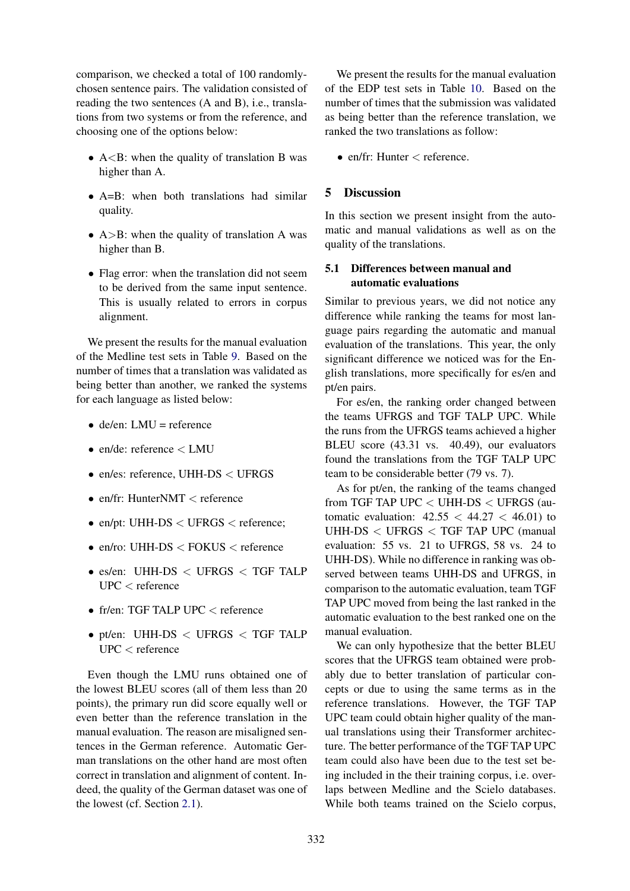comparison, we checked a total of 100 randomly-chosen sentence pairs. The validation consisted of reading the two sentences (A and B), i.e., translations from two systems or from the reference, and choosing one of the options below:

- A<B: when the quality of translation B was higher than A.
- A=B: when both translations had similar quality.
- A>B: when the quality of translation A was higher than B.
- Flag error: when the translation did not seem to be derived from the same input sentence. This is usually related to errors in corpus alignment.

We present the results for the manual evaluation of the Medline test sets in Table 9. Based on the number of times that a translation was validated as being better than another, we ranked the systems for each language as listed below:

- de/en: LMU = reference
- en/de: reference < LMU
- en/es: reference, UHH-DS < UFRGS
- en/fr: HunterNMT < reference
- en/pt: UHH-DS < UFRGS < reference;
- en/ro: UHH-DS < FOKUS < reference
- es/en: UHH-DS < UFRGS < TGF TALP UPC < reference
- fr/en: TGF TALP UPC < reference
- pt/en: UHH-DS < UFRGS < TGF TALP UPC < reference

Even though the LMU runs obtained one of the lowest BLEU scores (all of them less than 20 points), the primary run did score equally well or even better than the reference translation in the manual evaluation. The reason are misaligned sentences in the German reference. Automatic German translations on the other hand are most often correct in translation and alignment of content. Indeed, the quality of the German dataset was one of the lowest (cf. Section 2.1).

We present the results for the manual evaluation of the EDP test sets in Table 10. Based on the number of times that the submission was validated as being better than the reference translation, we ranked the two translations as follow:

- en/fr: Hunter < reference.

## 5 Discussion

In this section we present insight from the automatic and manual validations as well as on the quality of the translations.

### 5.1 Differences between manual and automatic evaluations

Similar to previous years, we did not notice any difference while ranking the teams for most language pairs regarding the automatic and manual evaluation of the translations. This year, the only significant difference we noticed was for the English translations, more specifically for es/en and pt/en pairs.

For es/en, the ranking order changed between the teams UFRGS and TGF TALP UPC. While the runs from the UFRGS teams achieved a higher BLEU score (43.31 vs. 40.49), our evaluators found the translations from the TGF TALP UPC team to be considerable better (79 vs. 7).

As for pt/en, the ranking of the teams changed from TGF TAP UPC < UHH-DS < UFRGS (automatic evaluation: 42.55 < 44.27 < 46.01) to UHH-DS < UFRGS < TGF TAP UPC (manual evaluation: 55 vs. 21 to UFRGS, 58 vs. 24 to UHH-DS). While no difference in ranking was observed between teams UHH-DS and UFRGS, in comparison to the automatic evaluation, team TGF TAP UPC moved from being the last ranked in the automatic evaluation to the best ranked one on the manual evaluation.

We can only hypothesize that the better BLEU scores that the UFRGS team obtained were probably due to better translation of particular concepts or due to using the same terms as in the reference translations. However, the TGF TAP UPC team could obtain higher quality of the manual translations using their Transformer architecture. The better performance of the TGF TAP UPC team could also have been due to the test set being included in the their training corpus, i.e. overlaps between Medline and the Scielo databases. While both teams trained on the Scielo corpus,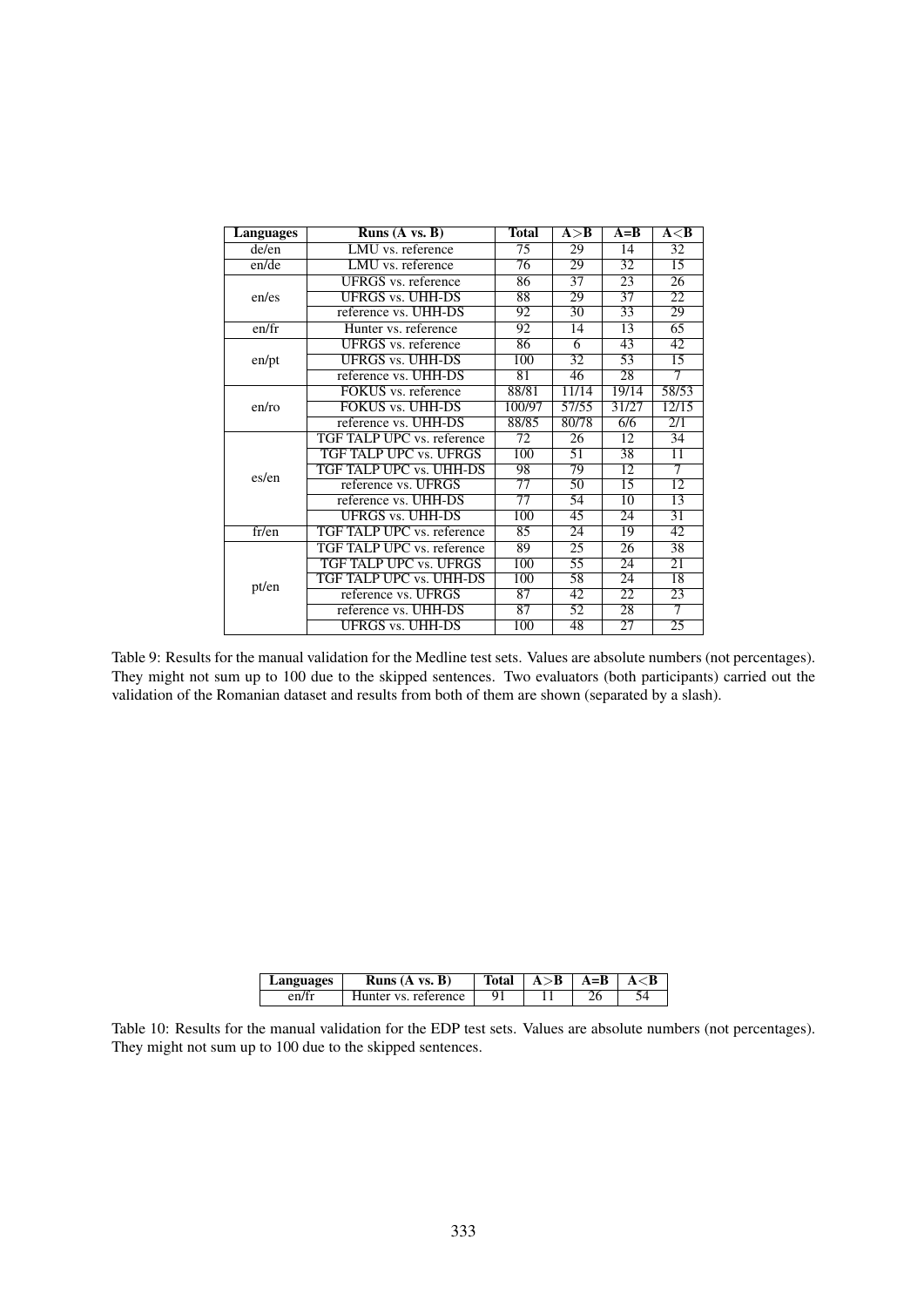| Languages | Runs (A vs. B) | Total | A>B | A=B | A<B |
|---|---|---|---|---|---|
| de/en | LMU vs. reference | 75 | 29 | 14 | 32 |
| en/de | LMU vs. reference | 76 | 29 | 32 | 15 |
| en/es | UFRGS vs. reference | 86 | 37 | 23 | 26 |
| | UFRGS vs. UHH-DS | 88 | 29 | 37 | 22 |
| | reference vs. UHH-DS | 92 | 30 | 33 | 29 |
| en/fr | Hunter vs. reference | 92 | 14 | 13 | 65 |
| en/pt | UFRGS vs. reference | 86 | 6 | 43 | 42 |
| | UFRGS vs. UHH-DS | 100 | 32 | 53 | 15 |
| | reference vs. UHH-DS | 81 | 46 | 28 | 7 |
| en/ro | FOKUS vs. reference | 88/81 | 11/14 | 19/14 | 58/53 |
| | FOKUS vs. UHH-DS | 100/97 | 57/55 | 31/27 | 12/15 |
| | reference vs. UHH-DS | 88/85 | 80/78 | 6/6 | 2/1 |
| es/en | TGF TALP UPC vs. reference | 72 | 26 | 12 | 34 |
| | TGF TALP UPC vs. UFRGS | 100 | 51 | 38 | 11 |
| | TGF TALP UPC vs. UHH-DS | 98 | 79 | 12 | 7 |
| | reference vs. UFRGS | 77 | 50 | 15 | 12 |
| | reference vs. UHH-DS | 77 | 54 | 10 | 13 |
| | UFRGS vs. UHH-DS | 100 | 45 | 24 | 31 |
| fr/en | TGF TALP UPC vs. reference | 85 | 24 | 19 | 42 |
| pt/en | TGF TALP UPC vs. reference | 89 | 25 | 26 | 38 |
| | TGF TALP UPC vs. UFRGS | 100 | 55 | 24 | 21 |
| | TGF TALP UPC vs. UHH-DS | 100 | 58 | 24 | 18 |
| | reference vs. UFRGS | 87 | 42 | 22 | 23 |
| | reference vs. UHH-DS | 87 | 52 | 28 | 7 |
| | UFRGS vs. UHH-DS | 100 | 48 | 27 | 25 |

Table 9: Results for the manual validation for the Medline test sets. Values are absolute numbers (not percentages). They might not sum up to 100 due to the skipped sentences. Two evaluators (both participants) carried out the validation of the Romanian dataset and results from both of them are shown (separated by a slash).

| Languages | Runs (A vs. B) | Total | A>B | A=B | A<B |
|---|---|---|---|---|---|
| en/fr | Hunter vs. reference | 91 | 11 | 26 | 54 |

Table 10: Results for the manual validation for the EDP test sets. Values are absolute numbers (not percentages). They might not sum up to 100 due to the skipped sentences.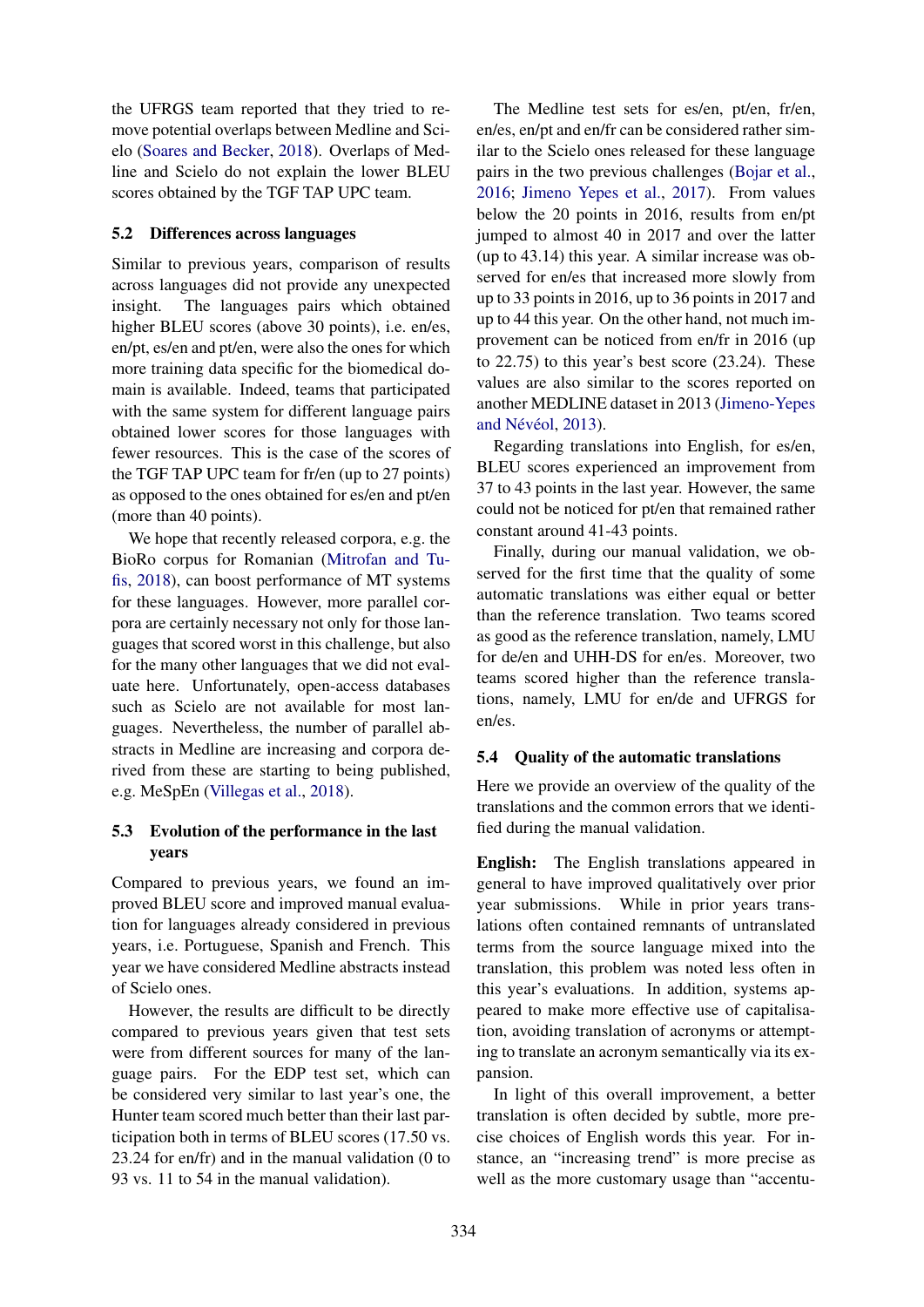the UFRGS team reported that they tried to remove potential overlaps between Medline and Scielo (Soares and Becker, 2018). Overlaps of Medline and Scielo do not explain the lower BLEU scores obtained by the TGF TAP UPC team.

## 5.2 Differences across languages

Similar to previous years, comparison of results across languages did not provide any unexpected insight. The languages pairs which obtained higher BLEU scores (above 30 points), i.e. en/es, en/pt, es/en and pt/en, were also the ones for which more training data specific for the biomedical domain is available. Indeed, teams that participated with the same system for different language pairs obtained lower scores for those languages with fewer resources. This is the case of the scores of the TGF TAP UPC team for fr/en (up to 27 points) as opposed to the ones obtained for es/en and pt/en (more than 40 points).

We hope that recently released corpora, e.g. the BioRo corpus for Romanian (Mitrofan and Tufis, 2018), can boost performance of MT systems for these languages. However, more parallel corpora are certainly necessary not only for those languages that scored worst in this challenge, but also for the many other languages that we did not evaluate here. Unfortunately, open-access databases such as Scielo are not available for most languages. Nevertheless, the number of parallel abstracts in Medline are increasing and corpora derived from these are starting to being published, e.g. MeSpEn (Villegas et al., 2018).

## 5.3 Evolution of the performance in the last years

Compared to previous years, we found an improved BLEU score and improved manual evaluation for languages already considered in previous years, i.e. Portuguese, Spanish and French. This year we have considered Medline abstracts instead of Scielo ones.

However, the results are difficult to be directly compared to previous years given that test sets were from different sources for many of the language pairs. For the EDP test set, which can be considered very similar to last year's one, the Hunter team scored much better than their last participation both in terms of BLEU scores (17.50 vs. 23.24 for en/fr) and in the manual validation (0 to 93 vs. 11 to 54 in the manual validation).

The Medline test sets for es/en, pt/en, fr/en, en/es, en/pt and en/fr can be considered rather similar to the Scielo ones released for these language pairs in the two previous challenges (Bojar et al., 2016; Jimeno Yepes et al., 2017). From values below the 20 points in 2016, results from en/pt jumped to almost 40 in 2017 and over the latter (up to 43.14) this year. A similar increase was observed for en/es that increased more slowly from up to 33 points in 2016, up to 36 points in 2017 and up to 44 this year. On the other hand, not much improvement can be noticed from en/fr in 2016 (up to 22.75) to this year's best score (23.24). These values are also similar to the scores reported on another MEDLINE dataset in 2013 (Jimeno-Yepes and Névéol, 2013).

Regarding translations into English, for es/en, BLEU scores experienced an improvement from 37 to 43 points in the last year. However, the same could not be noticed for pt/en that remained rather constant around 41-43 points.

Finally, during our manual validation, we observed for the first time that the quality of some automatic translations was either equal or better than the reference translation. Two teams scored as good as the reference translation, namely, LMU for de/en and UHH-DS for en/es. Moreover, two teams scored higher than the reference translations, namely, LMU for en/de and UFRGS for en/es.

## 5.4 Quality of the automatic translations

Here we provide an overview of the quality of the translations and the common errors that we identified during the manual validation.

**English:** The English translations appeared in general to have improved qualitatively over prior year submissions. While in prior years translations often contained remnants of untranslated terms from the source language mixed into the translation, this problem was noted less often in this year's evaluations. In addition, systems appeared to make more effective use of capitalisation, avoiding translation of acronyms or attempting to translate an acronym semantically via its expansion.

In light of this overall improvement, a better translation is often decided by subtle, more precise choices of English words this year. For instance, an "increasing trend" is more precise as well as the more customary usage than "accentu-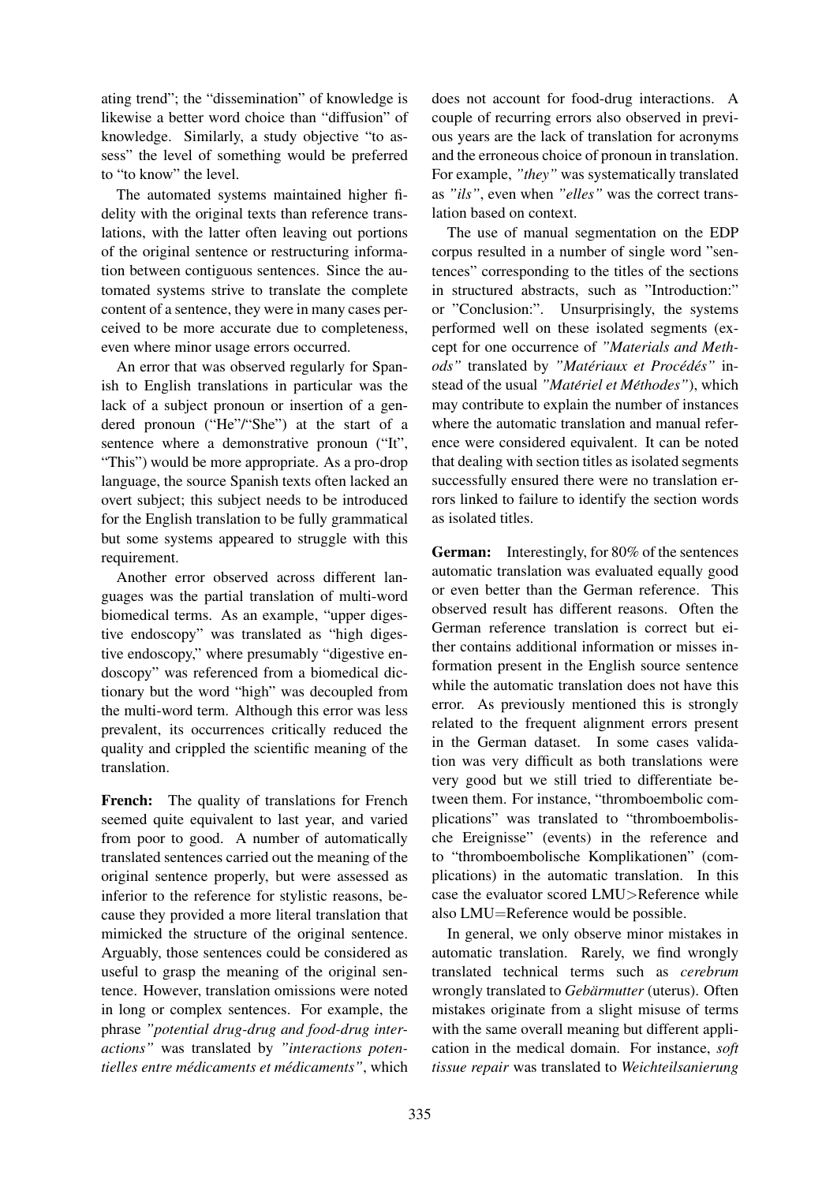ating trend"; the "dissemination" of knowledge is likewise a better word choice than "diffusion" of knowledge. Similarly, a study objective "to assess" the level of something would be preferred to "to know" the level.

The automated systems maintained higher fidelity with the original texts than reference translations, with the latter often leaving out portions of the original sentence or restructuring information between contiguous sentences. Since the automated systems strive to translate the complete content of a sentence, they were in many cases perceived to be more accurate due to completeness, even where minor usage errors occurred.

An error that was observed regularly for Spanish to English translations in particular was the lack of a subject pronoun or insertion of a gendered pronoun ("He"/"She") at the start of a sentence where a demonstrative pronoun ("It", "This") would be more appropriate. As a pro-drop language, the source Spanish texts often lacked an overt subject; this subject needs to be introduced for the English translation to be fully grammatical but some systems appeared to struggle with this requirement.

Another error observed across different languages was the partial translation of multi-word biomedical terms. As an example, "upper digestive endoscopy" was translated as "high digestive endoscopy," where presumably "digestive endoscopy" was referenced from a biomedical dictionary but the word "high" was decoupled from the multi-word term. Although this error was less prevalent, its occurrences critically reduced the quality and crippled the scientific meaning of the translation.

**French:** The quality of translations for French seemed quite equivalent to last year, and varied from poor to good. A number of automatically translated sentences carried out the meaning of the original sentence properly, but were assessed as inferior to the reference for stylistic reasons, because they provided a more literal translation that mimicked the structure of the original sentence. Arguably, those sentences could be considered as useful to grasp the meaning of the original sentence. However, translation omissions were noted in long or complex sentences. For example, the phrase *"potential drug-drug and food-drug interactions"* was translated by *"interactions potentielles entre médicaments et médicaments"*, which does not account for food-drug interactions. A couple of recurring errors also observed in previous years are the lack of translation for acronyms and the erroneous choice of pronoun in translation. For example, *"they"* was systematically translated as *"ils"*, even when *"elles"* was the correct translation based on context.

The use of manual segmentation on the EDP corpus resulted in a number of single word "sentences" corresponding to the titles of the sections in structured abstracts, such as "Introduction:" or "Conclusion:". Unsurprisingly, the systems performed well on these isolated segments (except for one occurrence of *"Materials and Methods"* translated by *"Matériaux et Procédés"* instead of the usual *"Matériel et Méthodes"*), which may contribute to explain the number of instances where the automatic translation and manual reference were considered equivalent. It can be noted that dealing with section titles as isolated segments successfully ensured there were no translation errors linked to failure to identify the section words as isolated titles.

**German:** Interestingly, for 80% of the sentences automatic translation was evaluated equally good or even better than the German reference. This observed result has different reasons. Often the German reference translation is correct but either contains additional information or misses information present in the English source sentence while the automatic translation does not have this error. As previously mentioned this is strongly related to the frequent alignment errors present in the German dataset. In some cases validation was very difficult as both translations were very good but we still tried to differentiate between them. For instance, "thromboembolic complications" was translated to "thromboembolische Ereignisse" (events) in the reference and to "thromboembolische Komplikationen" (complications) in the automatic translation. In this case the evaluator scored LMU>Reference while also LMU=Reference would be possible.

In general, we only observe minor mistakes in automatic translation. Rarely, we find wrongly translated technical terms such as *cerebrum* wrongly translated to *Gebärmutter* (uterus). Often mistakes originate from a slight misuse of terms with the same overall meaning but different application in the medical domain. For instance, *soft tissue repair* was translated to *Weichteilsanierung*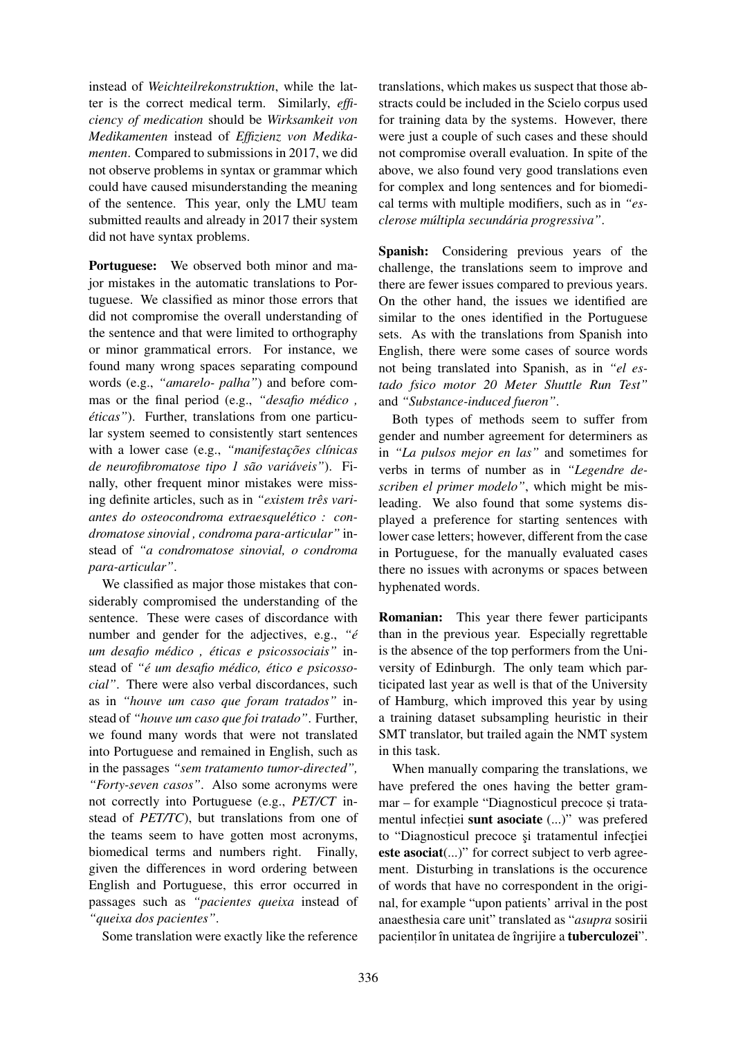instead of *Weichteilrekonstruktion*, while the latter is the correct medical term. Similarly, *efficiency of medication* should be *Wirksamkeit von Medikamenten* instead of *Effizienz von Medikamenten*. Compared to submissions in 2017, we did not observe problems in syntax or grammar which could have caused misunderstanding the meaning of the sentence. This year, only the LMU team submitted reaults and already in 2017 their system did not have syntax problems.

**Portuguese:** We observed both minor and major mistakes in the automatic translations to Portuguese. We classified as minor those errors that did not compromise the overall understanding of the sentence and that were limited to orthography or minor grammatical errors. For instance, we found many wrong spaces separating compound words (e.g., *"amarelo- palha"*) and before commas or the final period (e.g., *"desafio médico , éticas"*). Further, translations from one particular system seemed to consistently start sentences with a lower case (e.g., *"manifestações clínicas de neurofibromatose tipo 1 são variáveis"*). Finally, other frequent minor mistakes were missing definite articles, such as in *"existem três variantes do osteocondroma extraesquelético : condromatose sinovial , condroma para-articular"* instead of *"a condromatose sinovial, o condroma para-articular"*.

We classified as major those mistakes that considerably compromised the understanding of the sentence. These were cases of discordance with number and gender for the adjectives, e.g., *"é um desafio médico , éticas e psicossociais"* instead of *"é um desafio médico, ético e psicossocial"*. There were also verbal discordances, such as in *"houve um caso que foram tratados"* instead of *"houve um caso que foi tratado"*. Further, we found many words that were not translated into Portuguese and remained in English, such as in the passages *"sem tratamento tumor-directed", "Forty-seven casos"*. Also some acronyms were not correctly into Portuguese (e.g., *PET/CT* instead of *PET/TC*), but translations from one of the teams seem to have gotten most acronyms, biomedical terms and numbers right. Finally, given the differences in word ordering between English and Portuguese, this error occurred in passages such as *"pacientes queixa* instead of *"queixa dos pacientes"*.

Some translation were exactly like the reference translations, which makes us suspect that those abstracts could be included in the Scielo corpus used for training data by the systems. However, there were just a couple of such cases and these should not compromise overall evaluation. In spite of the above, we also found very good translations even for complex and long sentences and for biomedical terms with multiple modifiers, such as in *"esclerose múltipla secundária progressiva"*.

**Spanish:** Considering previous years of the challenge, the translations seem to improve and there are fewer issues compared to previous years. On the other hand, the issues we identified are similar to the ones identified in the Portuguese sets. As with the translations from Spanish into English, there were some cases of source words not being translated into Spanish, as in *"el estado fsico motor 20 Meter Shuttle Run Test"* and *"Substance-induced fueron"*.

Both types of methods seem to suffer from gender and number agreement for determiners as in *"La pulsos mejor en las"* and sometimes for verbs in terms of number as in *"Legendre describen el primer modelo"*, which might be misleading. We also found that some systems displayed a preference for starting sentences with lower case letters; however, different from the case in Portuguese, for the manually evaluated cases there no issues with acronyms or spaces between hyphenated words.

**Romanian:** This year there fewer participants than in the previous year. Especially regrettable is the absence of the top performers from the University of Edinburgh. The only team which participated last year as well is that of the University of Hamburg, which improved this year by using a training dataset subsampling heuristic in their SMT translator, but trailed again the NMT system in this task.

When manually comparing the translations, we have prefered the ones having the better grammar – for example "Diagnosticul precoce și tratamentul infecției **sunt asociate** (...)" was prefered to "Diagnosticul precoce şi tratamentul infecţiei **este asociat**(...)" for correct subject to verb agreement. Disturbing in translations is the occurence of words that have no correspondent in the original, for example "upon patients' arrival in the post anaesthesia care unit" translated as "*asupra* sosirii pacienților în unitatea de îngrijire a **tuberculozei**".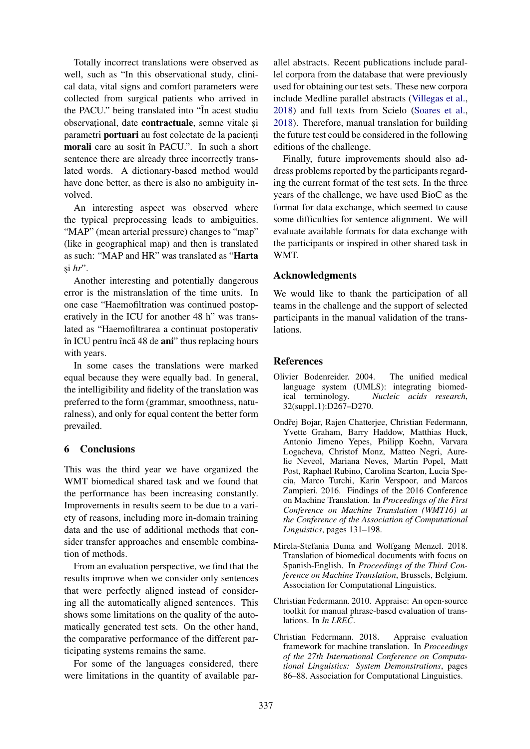Totally incorrect translations were observed as well, such as "In this observational study, clinical data, vital signs and comfort parameters were collected from surgical patients who arrived in the PACU." being translated into "În acest studiu observațional, date **contractuale**, semne vitale și parametri **portuari** au fost colectate de la pacienți **morali** care au sosit în PACU.". In such a short sentence there are already three incorrectly translated words. A dictionary-based method would have done better, as there is also no ambiguity involved.

An interesting aspect was observed where the typical preprocessing leads to ambiguities. "MAP" (mean arterial pressure) changes to "map" (like in geographical map) and then is translated as such: "MAP and HR" was translated as "**Harta** şi *hr*".

Another interesting and potentially dangerous error is the mistranslation of the time units. In one case "Haemofiltration was continued postoperatively in the ICU for another 48 h" was translated as "Haemofiltrarea a continuat postoperativ în ICU pentru încă 48 de **ani**" thus replacing hours with years.

In some cases the translations were marked equal because they were equally bad. In general, the intelligibility and fidelity of the translation was preferred to the form (grammar, smoothness, naturalness), and only for equal content the better form prevailed.

## 6 Conclusions

This was the third year we have organized the WMT biomedical shared task and we found that the performance has been increasing constantly. Improvements in results seem to be due to a variety of reasons, including more in-domain training data and the use of additional methods that consider transfer approaches and ensemble combination of methods.

From an evaluation perspective, we find that the results improve when we consider only sentences that were perfectly aligned instead of considering all the automatically aligned sentences. This shows some limitations on the quality of the automatically generated test sets. On the other hand, the comparative performance of the different participating systems remains the same.

For some of the languages considered, there were limitations in the quantity of available parallel abstracts. Recent publications include parallel corpora from the database that were previously used for obtaining our test sets. These new corpora include Medline parallel abstracts (Villegas et al., 2018) and full texts from Scielo (Soares et al., 2018). Therefore, manual translation for building the future test could be considered in the following editions of the challenge.

Finally, future improvements should also address problems reported by the participants regarding the current format of the test sets. In the three years of the challenge, we have used BioC as the format for data exchange, which seemed to cause some difficulties for sentence alignment. We will evaluate available formats for data exchange with the participants or inspired in other shared task in WMT.

## Acknowledgments

We would like to thank the participation of all teams in the challenge and the support of selected participants in the manual validation of the translations.

## References

Olivier Bodenreider. 2004. The unified medical language system (UMLS): integrating biomedical terminology. *Nucleic acids research*, 32(suppl_1):D267–D270.

Ondřej Bojar, Rajen Chatterjee, Christian Federmann, Yvette Graham, Barry Haddow, Matthias Huck, Antonio Jimeno Yepes, Philipp Koehn, Varvara Logacheva, Christof Monz, Matteo Negri, Aurelie Neveol, Mariana Neves, Martin Popel, Matt Post, Raphael Rubino, Carolina Scarton, Lucia Specia, Marco Turchi, Karin Verspoor, and Marcos Zampieri. 2016. Findings of the 2016 Conference on Machine Translation. In *Proceedings of the First Conference on Machine Translation (WMT16) at the Conference of the Association of Computational Linguistics*, pages 131–198.

Mirela-Stefania Duma and Wolfgang Menzel. 2018. Translation of biomedical documents with focus on Spanish-English. In *Proceedings of the Third Conference on Machine Translation*, Brussels, Belgium. Association for Computational Linguistics.

Christian Federmann. 2010. Appraise: An open-source toolkit for manual phrase-based evaluation of translations. In *In LREC*.

Christian Federmann. 2018. Appraise evaluation framework for machine translation. In *Proceedings of the 27th International Conference on Computational Linguistics: System Demonstrations*, pages 86–88. Association for Computational Linguistics.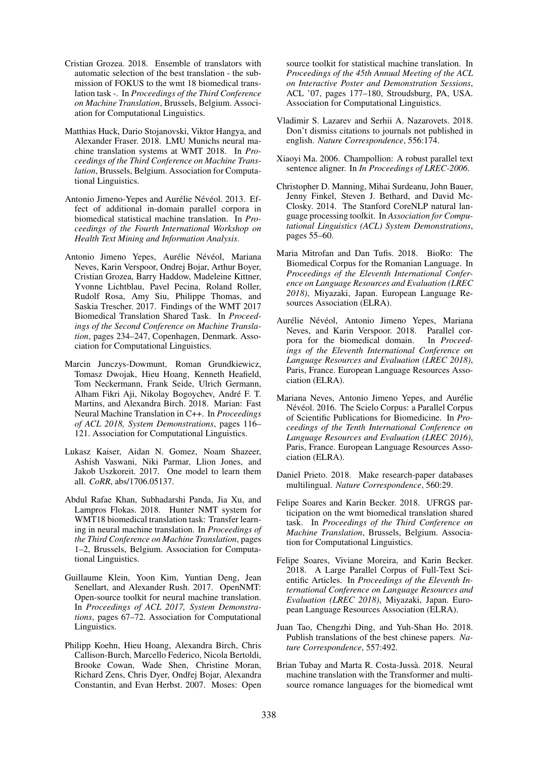Cristian Grozea. 2018. Ensemble of translators with automatic selection of the best translation - the submission of FOKUS to the wmt 18 biomedical translation task -. In *Proceedings of the Third Conference on Machine Translation*, Brussels, Belgium. Association for Computational Linguistics.

Matthias Huck, Dario Stojanovski, Viktor Hangya, and Alexander Fraser. 2018. LMU Munichs neural machine translation systems at WMT 2018. In *Proceedings of the Third Conference on Machine Translation*, Brussels, Belgium. Association for Computational Linguistics.

Antonio Jimeno-Yepes and Aurélie Névéol. 2013. Effect of additional in-domain parallel corpora in biomedical statistical machine translation. In *Proceedings of the Fourth International Workshop on Health Text Mining and Information Analysis*.

Antonio Jimeno Yepes, Aurélie Névéol, Mariana Neves, Karin Verspoor, Ondrej Bojar, Arthur Boyer, Cristian Grozea, Barry Haddow, Madeleine Kittner, Yvonne Lichtblau, Pavel Pecina, Roland Roller, Rudolf Rosa, Amy Siu, Philippe Thomas, and Saskia Trescher. 2017. Findings of the WMT 2017 Biomedical Translation Shared Task. In *Proceedings of the Second Conference on Machine Translation*, pages 234–247, Copenhagen, Denmark. Association for Computational Linguistics.

Marcin Junczys-Dowmunt, Roman Grundkiewicz, Tomasz Dwojak, Hieu Hoang, Kenneth Heafield, Tom Neckermann, Frank Seide, Ulrich Germann, Alham Fikri Aji, Nikolay Bogoychev, André F. T. Martins, and Alexandra Birch. 2018. Marian: Fast Neural Machine Translation in C++. In *Proceedings of ACL 2018, System Demonstrations*, pages 116–121. Association for Computational Linguistics.

Lukasz Kaiser, Aidan N. Gomez, Noam Shazeer, Ashish Vaswani, Niki Parmar, Llion Jones, and Jakob Uszkoreit. 2017. One model to learn them all. *CoRR*, abs/1706.05137.

Abdul Rafae Khan, Subhadarshi Panda, Jia Xu, and Lampros Flokas. 2018. Hunter NMT system for WMT18 biomedical translation task: Transfer learning in neural machine translation. In *Proceedings of the Third Conference on Machine Translation*, pages 1–2, Brussels, Belgium. Association for Computational Linguistics.

Guillaume Klein, Yoon Kim, Yuntian Deng, Jean Senellart, and Alexander Rush. 2017. OpenNMT: Open-source toolkit for neural machine translation. In *Proceedings of ACL 2017, System Demonstrations*, pages 67–72. Association for Computational Linguistics.

Philipp Koehn, Hieu Hoang, Alexandra Birch, Chris Callison-Burch, Marcello Federico, Nicola Bertoldi, Brooke Cowan, Wade Shen, Christine Moran, Richard Zens, Chris Dyer, Ondřej Bojar, Alexandra Constantin, and Evan Herbst. 2007. Moses: Open source toolkit for statistical machine translation. In *Proceedings of the 45th Annual Meeting of the ACL on Interactive Poster and Demonstration Sessions*, ACL '07, pages 177–180, Stroudsburg, PA, USA. Association for Computational Linguistics.

Vladimir S. Lazarev and Serhii A. Nazarovets. 2018. Don't dismiss citations to journals not published in english. *Nature Correspondence*, 556:174.

Xiaoyi Ma. 2006. Champollion: A robust parallel text sentence aligner. In *In Proceedings of LREC-2006*.

Christopher D. Manning, Mihai Surdeanu, John Bauer, Jenny Finkel, Steven J. Bethard, and David McClosky. 2014. The Stanford CoreNLP natural language processing toolkit. In *Association for Computational Linguistics (ACL) System Demonstrations*, pages 55–60.

Maria Mitrofan and Dan Tufis. 2018. BioRo: The Biomedical Corpus for the Romanian Language. In *Proceedings of the Eleventh International Conference on Language Resources and Evaluation (LREC 2018)*, Miyazaki, Japan. European Language Resources Association (ELRA).

Aurélie Névéol, Antonio Jimeno Yepes, Mariana Neves, and Karin Verspoor. 2018. Parallel corpora for the biomedical domain. In *Proceedings of the Eleventh International Conference on Language Resources and Evaluation (LREC 2018)*, Paris, France. European Language Resources Association (ELRA).

Mariana Neves, Antonio Jimeno Yepes, and Aurélie Névéol. 2016. The Scielo Corpus: a Parallel Corpus of Scientific Publications for Biomedicine. In *Proceedings of the Tenth International Conference on Language Resources and Evaluation (LREC 2016)*, Paris, France. European Language Resources Association (ELRA).

Daniel Prieto. 2018. Make research-paper databases multilingual. *Nature Correspondence*, 560:29.

Felipe Soares and Karin Becker. 2018. UFRGS participation on the wmt biomedical translation shared task. In *Proceedings of the Third Conference on Machine Translation*, Brussels, Belgium. Association for Computational Linguistics.

Felipe Soares, Viviane Moreira, and Karin Becker. 2018. A Large Parallel Corpus of Full-Text Scientific Articles. In *Proceedings of the Eleventh International Conference on Language Resources and Evaluation (LREC 2018)*, Miyazaki, Japan. European Language Resources Association (ELRA).

Juan Tao, Chengzhi Ding, and Yuh-Shan Ho. 2018. Publish translations of the best chinese papers. *Nature Correspondence*, 557:492.

Brian Tubay and Marta R. Costa-Jussà. 2018. Neural machine translation with the Transformer and multi-source romance languages for the biomedical wmt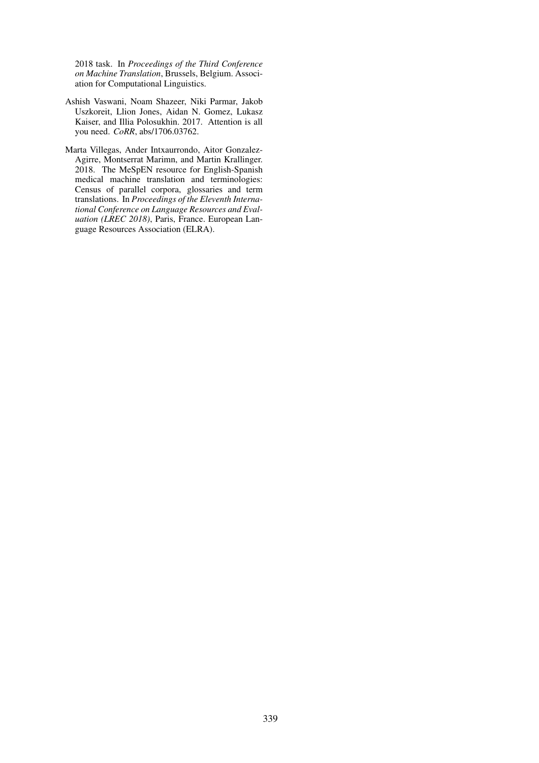2018 task. In *Proceedings of the Third Conference on Machine Translation*, Brussels, Belgium. Association for Computational Linguistics.

Ashish Vaswani, Noam Shazeer, Niki Parmar, Jakob Uszkoreit, Llion Jones, Aidan N. Gomez, Lukasz Kaiser, and Illia Polosukhin. 2017. Attention is all you need. *CoRR*, abs/1706.03762.

Marta Villegas, Ander Intxaurrondo, Aitor Gonzalez-Agirre, Montserrat Marimn, and Martin Krallinger. 2018. The MeSpEN resource for English-Spanish medical machine translation and terminologies: Census of parallel corpora, glossaries and term translations. In *Proceedings of the Eleventh International Conference on Language Resources and Evaluation (LREC 2018)*, Paris, France. European Language Resources Association (ELRA).